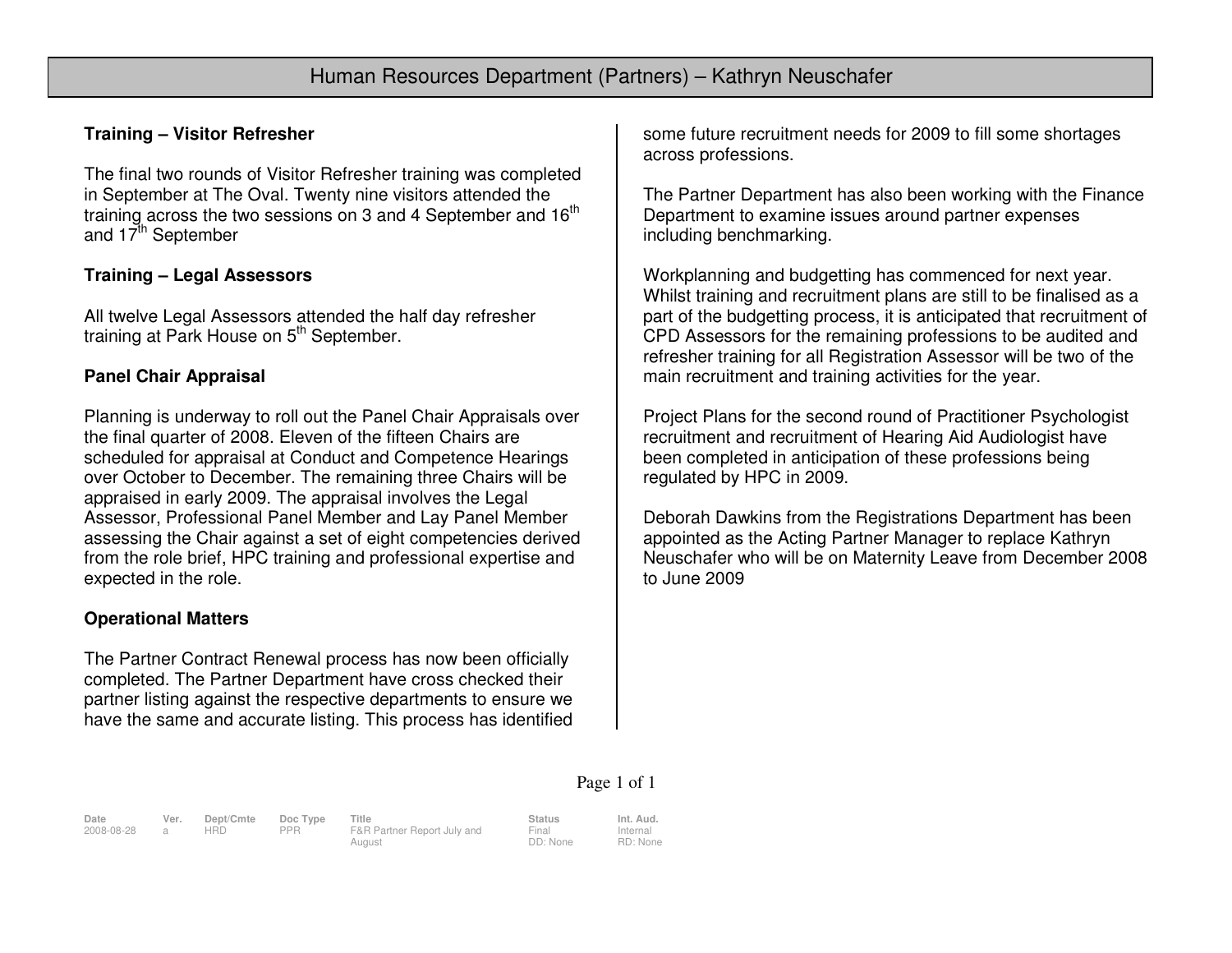# Human Resources Department (Partners) – Kathryn Neuschafer

**Training – Visitor Refresher**

The final two rounds of Visitor Refresher training was completed in September at The Oval. Twenty nine visitors attended the training across the two sessions on 3 and 4 September and 16th and 17th September

**Training – Legal Assessors**

All twelve Legal Assessors attended the half day refresher training at Park House on 5th September.

**Panel Chair Appraisal**

Planning is underway to roll out the Panel Chair Appraisals over the final quarter of 2008. Eleven of the fifteen Chairs are scheduled for appraisal at Conduct and Competence Hearings over October to December. The remaining three Chairs will be appraised in early 2009. The appraisal involves the Legal Assessor, Professional Panel Member and Lay Panel Member assessing the Chair against a set of eight competencies derived from the role brief, HPC training and professional expertise and expected in the role.

**Operational Matters**

The Partner Contract Renewal process has now been officially completed. The Partner Department have cross checked their partner listing against the respective departments to ensure we have the same and accurate listing. This process has identified some future recruitment needs for 2009 to fill some shortages across professions.

The Partner Department has also been working with the Finance Department to examine issues around partner expenses including benchmarking.

Workplanning and budgetting has commenced for next year. Whilst training and recruitment plans are still to be finalised as a part of the budgetting process, it is anticipated that recruitment of CPD Assessors for the remaining professions to be audited and refresher training for all Registration Assessor will be two of the main recruitment and training activities for the year.

Project Plans for the second round of Practitioner Psychologist recruitment and recruitment of Hearing Aid Audiologist have been completed in anticipation of these professions being regulated by HPC in 2009.

Deborah Dawkins from the Registrations Department has been appointed as the Acting Partner Manager to replace Kathryn Neuschafer who will be on Maternity Leave from December 2008 to June 2009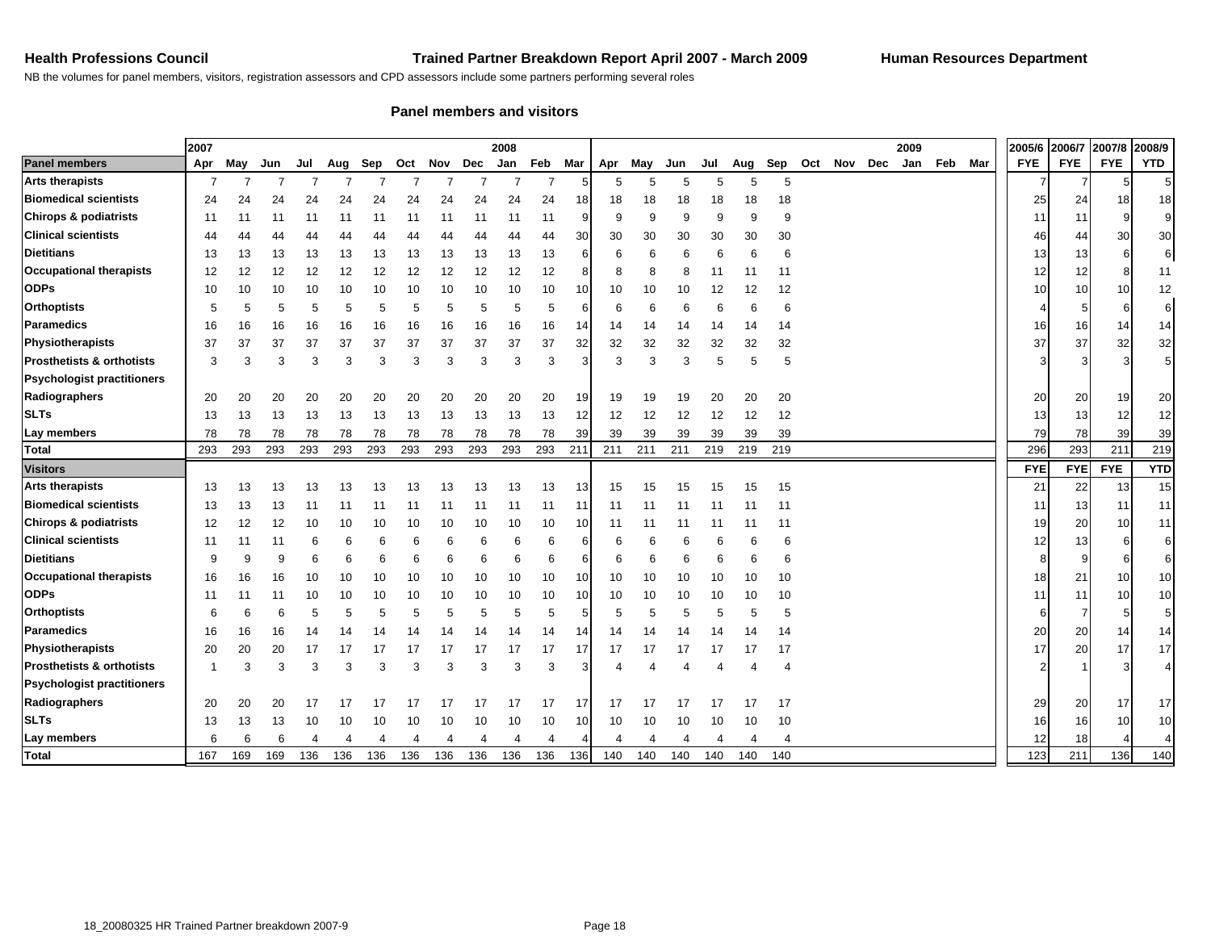**Health Professions Council** **Trained Partner Breakdown Report April 2007 - March 2009** **Human Resources Department**

NB the volumes for panel members, visitors, registration assessors and CPD assessors include some partners performing several roles

### Panel members and visitors

| | 2007 | | | | | | | | | 2008 | | | | | | | | | | | | | 2009 | | | 2005/6 | 2006/7 | 2007/8 | 2008/9 |
|---|---|---|---|---|---|---|---|---|---|---|---|---|---|---|---|---|---|---|---|---|---|---|---|---|---|---|---|---|
| **Panel members** | Apr | May | Jun | Jul | Aug | Sep | Oct | Nov | Dec | Jan | Feb | Mar | Apr | May | Jun | Jul | Aug | Sep | Oct | Nov | Dec | Jan | Feb | Mar | FYE | FYE | FYE | YTD |
| **Arts therapists** | 7 | 7 | 7 | 7 | 7 | 7 | 7 | 7 | 7 | 7 | 7 | 5 | 5 | 5 | 5 | 5 | 5 | 5 | | | | | | | 7 | 7 | 5 | 5 |
| **Biomedical scientists** | 24 | 24 | 24 | 24 | 24 | 24 | 24 | 24 | 24 | 24 | 24 | 18 | 18 | 18 | 18 | 18 | 18 | 18 | | | | | | | 25 | 24 | 18 | 18 |
| **Chirops & podiatrists** | 11 | 11 | 11 | 11 | 11 | 11 | 11 | 11 | 11 | 11 | 11 | 9 | 9 | 9 | 9 | 9 | 9 | 9 | | | | | | | 11 | 11 | 9 | 9 |
| **Clinical scientists** | 44 | 44 | 44 | 44 | 44 | 44 | 44 | 44 | 44 | 44 | 44 | 30 | 30 | 30 | 30 | 30 | 30 | 30 | | | | | | | 46 | 44 | 30 | 30 |
| **Dietitians** | 13 | 13 | 13 | 13 | 13 | 13 | 13 | 13 | 13 | 13 | 13 | 6 | 6 | 6 | 6 | 6 | 6 | 6 | | | | | | | 13 | 13 | 6 | 6 |
| **Occupational therapists** | 12 | 12 | 12 | 12 | 12 | 12 | 12 | 12 | 12 | 12 | 12 | 8 | 8 | 8 | 8 | 11 | 11 | 11 | | | | | | | 12 | 12 | 8 | 11 |
| **ODPs** | 10 | 10 | 10 | 10 | 10 | 10 | 10 | 10 | 10 | 10 | 10 | 10 | 10 | 10 | 10 | 12 | 12 | 12 | | | | | | | 10 | 10 | 10 | 12 |
| **Orthoptists** | 5 | 5 | 5 | 5 | 5 | 5 | 5 | 5 | 5 | 5 | 5 | 6 | 6 | 6 | 6 | 6 | 6 | 6 | | | | | | | 4 | 5 | 6 | 6 |
| **Paramedics** | 16 | 16 | 16 | 16 | 16 | 16 | 16 | 16 | 16 | 16 | 16 | 14 | 14 | 14 | 14 | 14 | 14 | 14 | | | | | | | 16 | 16 | 14 | 14 |
| **Physiotherapists** | 37 | 37 | 37 | 37 | 37 | 37 | 37 | 37 | 37 | 37 | 37 | 32 | 32 | 32 | 32 | 32 | 32 | 32 | | | | | | | 37 | 37 | 32 | 32 |
| **Prosthetists & orthotists** | 3 | 3 | 3 | 3 | 3 | 3 | 3 | 3 | 3 | 3 | 3 | 3 | 3 | 3 | 3 | 5 | 5 | 5 | | | | | | | 3 | 3 | 3 | 5 |
| **Psychologist practitioners** | | | | | | | | | | | | | | | | | | | | | | | | | | | | |
| **Radiographers** | 20 | 20 | 20 | 20 | 20 | 20 | 20 | 20 | 20 | 20 | 20 | 19 | 19 | 19 | 19 | 20 | 20 | 20 | | | | | | | 20 | 20 | 19 | 20 |
| **SLTs** | 13 | 13 | 13 | 13 | 13 | 13 | 13 | 13 | 13 | 13 | 13 | 12 | 12 | 12 | 12 | 12 | 12 | 12 | | | | | | | 13 | 13 | 12 | 12 |
| **Lay members** | 78 | 78 | 78 | 78 | 78 | 78 | 78 | 78 | 78 | 78 | 78 | 39 | 39 | 39 | 39 | 39 | 39 | 39 | | | | | | | 79 | 78 | 39 | 39 |
| **Total** | 293 | 293 | 293 | 293 | 293 | 293 | 293 | 293 | 293 | 293 | 293 | 211 | 211 | 211 | 211 | 219 | 219 | 219 | | | | | | | 296 | 293 | 211 | 219 |
| **Visitors** | | | | | | | | | | | | | | | | | | | | | | | | | FYE | FYE | FYE | YTD |
| **Arts therapists** | 13 | 13 | 13 | 13 | 13 | 13 | 13 | 13 | 13 | 13 | 13 | 13 | 15 | 15 | 15 | 15 | 15 | 15 | | | | | | | 21 | 22 | 13 | 15 |
| **Biomedical scientists** | 13 | 13 | 13 | 11 | 11 | 11 | 11 | 11 | 11 | 11 | 11 | 11 | 11 | 11 | 11 | 11 | 11 | 11 | | | | | | | 11 | 13 | 11 | 11 |
| **Chirops & podiatrists** | 12 | 12 | 12 | 10 | 10 | 10 | 10 | 10 | 10 | 10 | 10 | 10 | 11 | 11 | 11 | 11 | 11 | 11 | | | | | | | 19 | 20 | 10 | 11 |
| **Clinical scientists** | 11 | 11 | 11 | 6 | 6 | 6 | 6 | 6 | 6 | 6 | 6 | 6 | 6 | 6 | 6 | 6 | 6 | 6 | | | | | | | 12 | 13 | 6 | 6 |
| **Dietitians** | 9 | 9 | 9 | 6 | 6 | 6 | 6 | 6 | 6 | 6 | 6 | 6 | 6 | 6 | 6 | 6 | 6 | 6 | | | | | | | 8 | 9 | 6 | 6 |
| **Occupational therapists** | 16 | 16 | 16 | 10 | 10 | 10 | 10 | 10 | 10 | 10 | 10 | 10 | 10 | 10 | 10 | 10 | 10 | 10 | | | | | | | 18 | 21 | 10 | 10 |
| **ODPs** | 11 | 11 | 11 | 10 | 10 | 10 | 10 | 10 | 10 | 10 | 10 | 10 | 10 | 10 | 10 | 10 | 10 | 10 | | | | | | | 11 | 11 | 10 | 10 |
| **Orthoptists** | 6 | 6 | 6 | 5 | 5 | 5 | 5 | 5 | 5 | 5 | 5 | 5 | 5 | 5 | 5 | 5 | 5 | 5 | | | | | | | 6 | 7 | 5 | 5 |
| **Paramedics** | 16 | 16 | 16 | 14 | 14 | 14 | 14 | 14 | 14 | 14 | 14 | 14 | 14 | 14 | 14 | 14 | 14 | 14 | | | | | | | 20 | 20 | 14 | 14 |
| **Physiotherapists** | 20 | 20 | 20 | 17 | 17 | 17 | 17 | 17 | 17 | 17 | 17 | 17 | 17 | 17 | 17 | 17 | 17 | 17 | | | | | | | 17 | 20 | 17 | 17 |
| **Prosthetists & orthotists** | 1 | 3 | 3 | 3 | 3 | 3 | 3 | 3 | 3 | 3 | 3 | 3 | 4 | 4 | 4 | 4 | 4 | 4 | | | | | | | 2 | 1 | 3 | 4 |
| **Psychologist practitioners** | | | | | | | | | | | | | | | | | | | | | | | | | | | | |
| **Radiographers** | 20 | 20 | 20 | 17 | 17 | 17 | 17 | 17 | 17 | 17 | 17 | 17 | 17 | 17 | 17 | 17 | 17 | 17 | | | | | | | 29 | 20 | 17 | 17 |
| **SLTs** | 13 | 13 | 13 | 10 | 10 | 10 | 10 | 10 | 10 | 10 | 10 | 10 | 10 | 10 | 10 | 10 | 10 | 10 | | | | | | | 16 | 16 | 10 | 10 |
| **Lay members** | 6 | 6 | 6 | 4 | 4 | 4 | 4 | 4 | 4 | 4 | 4 | 4 | 4 | 4 | 4 | 4 | 4 | 4 | | | | | | | 12 | 18 | 4 | 4 |
| **Total** | 167 | 169 | 169 | 136 | 136 | 136 | 136 | 136 | 136 | 136 | 136 | 136 | 140 | 140 | 140 | 140 | 140 | 140 | | | | | | | 123 | 211 | 136 | 140 |

18_20080325 HR Trained Partner breakdown 2007-9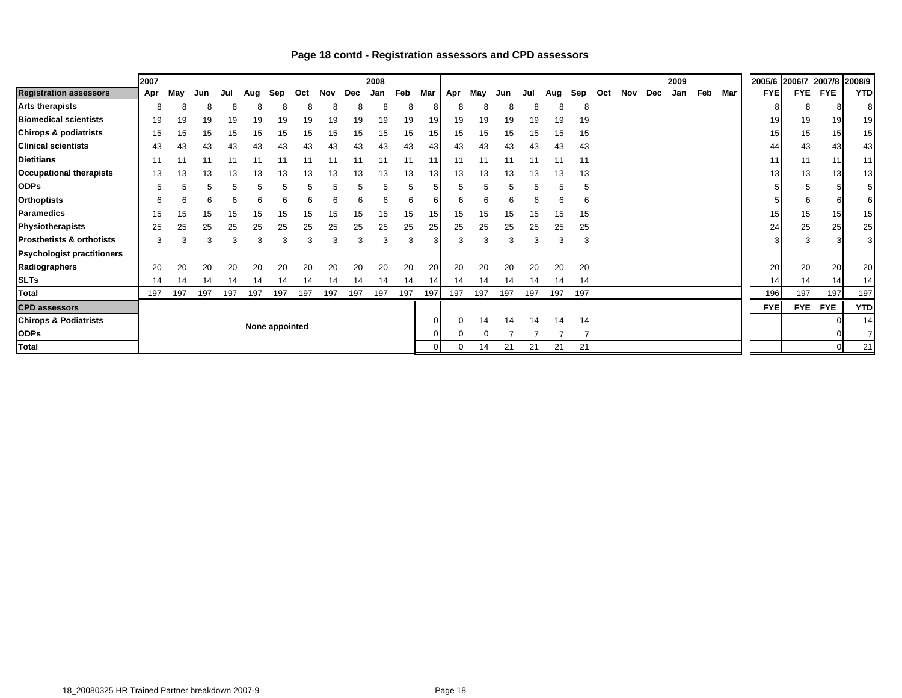# Page 18 contd - Registration assessors and CPD assessors

| | 2007 | | | | | | | | | 2008 | | | | | | | | | | | | | 2009 | | | 2005/6 | 2006/7 | 2007/8 | 2008/9 |
|---|---|---|---|---|---|---|---|---|---|---|---|---|---|---|---|---|---|---|---|---|---|---|---|---|---|---|---|---|---|
| **Registration assessors** | Apr | May | Jun | Jul | Aug | Sep | Oct | Nov | Dec | Jan | Feb | Mar | Apr | May | Jun | Jul | Aug | Sep | Oct | Nov | Dec | Jan | Feb | Mar | FYE | FYE | FYE | YTD |
| **Arts therapists** | 8 | 8 | 8 | 8 | 8 | 8 | 8 | 8 | 8 | 8 | 8 | 8 | 8 | 8 | 8 | 8 | 8 | 8 | | | | | | | 8 | 8 | 8 | 8 |
| **Biomedical scientists** | 19 | 19 | 19 | 19 | 19 | 19 | 19 | 19 | 19 | 19 | 19 | 19 | 19 | 19 | 19 | 19 | 19 | 19 | | | | | | | 19 | 19 | 19 | 19 |
| **Chirops & podiatrists** | 15 | 15 | 15 | 15 | 15 | 15 | 15 | 15 | 15 | 15 | 15 | 15 | 15 | 15 | 15 | 15 | 15 | 15 | | | | | | | 15 | 15 | 15 | 15 |
| **Clinical scientists** | 43 | 43 | 43 | 43 | 43 | 43 | 43 | 43 | 43 | 43 | 43 | 43 | 43 | 43 | 43 | 43 | 43 | 43 | | | | | | | 44 | 43 | 43 | 43 |
| **Dietitians** | 11 | 11 | 11 | 11 | 11 | 11 | 11 | 11 | 11 | 11 | 11 | 11 | 11 | 11 | 11 | 11 | 11 | 11 | | | | | | | 11 | 11 | 11 | 11 |
| **Occupational therapists** | 13 | 13 | 13 | 13 | 13 | 13 | 13 | 13 | 13 | 13 | 13 | 13 | 13 | 13 | 13 | 13 | 13 | 13 | | | | | | | 13 | 13 | 13 | 13 |
| **ODPs** | 5 | 5 | 5 | 5 | 5 | 5 | 5 | 5 | 5 | 5 | 5 | 5 | 5 | 5 | 5 | 5 | 5 | 5 | | | | | | | 5 | 5 | 5 | 5 |
| **Orthoptists** | 6 | 6 | 6 | 6 | 6 | 6 | 6 | 6 | 6 | 6 | 6 | 6 | 6 | 6 | 6 | 6 | 6 | 6 | | | | | | | 5 | 6 | 6 | 6 |
| **Paramedics** | 15 | 15 | 15 | 15 | 15 | 15 | 15 | 15 | 15 | 15 | 15 | 15 | 15 | 15 | 15 | 15 | 15 | 15 | | | | | | | 15 | 15 | 15 | 15 |
| **Physiotherapists** | 25 | 25 | 25 | 25 | 25 | 25 | 25 | 25 | 25 | 25 | 25 | 25 | 25 | 25 | 25 | 25 | 25 | 25 | | | | | | | 24 | 25 | 25 | 25 |
| **Prosthetists & orthotists** | 3 | 3 | 3 | 3 | 3 | 3 | 3 | 3 | 3 | 3 | 3 | 3 | 3 | 3 | 3 | 3 | 3 | 3 | | | | | | | 3 | 3 | 3 | 3 |
| **Psychologist practitioners** | | | | | | | | | | | | | | | | | | | | | | | | | | | | |
| **Radiographers** | 20 | 20 | 20 | 20 | 20 | 20 | 20 | 20 | 20 | 20 | 20 | 20 | 20 | 20 | 20 | 20 | 20 | 20 | | | | | | | 20 | 20 | 20 | 20 |
| **SLTs** | 14 | 14 | 14 | 14 | 14 | 14 | 14 | 14 | 14 | 14 | 14 | 14 | 14 | 14 | 14 | 14 | 14 | 14 | | | | | | | 14 | 14 | 14 | 14 |
| **Total** | 197 | 197 | 197 | 197 | 197 | 197 | 197 | 197 | 197 | 197 | 197 | 197 | 197 | 197 | 197 | 197 | 197 | 197 | | | | | | | 196 | 197 | 197 | 197 |
| **CPD assessors** | | | | | | | | | | | | | | | | | | | | | | | | | FYE | FYE | FYE | YTD |
| **Chirops & Podiatrists** | None appointed | | | | | | | | | | | 0 | 0 | 14 | 14 | 14 | 14 | 14 | | | | | | | | | 0 | 14 |
| **ODPs** | | | | | | | | | | | | 0 | 0 | 0 | 7 | 7 | 7 | 7 | | | | | | | | | 0 | 7 |
| **Total** | | | | | | | | | | | | 0 | 0 | 14 | 21 | 21 | 21 | 21 | | | | | | | | | 0 | 21 |

18_20080325 HR Trained Partner breakdown 2007-9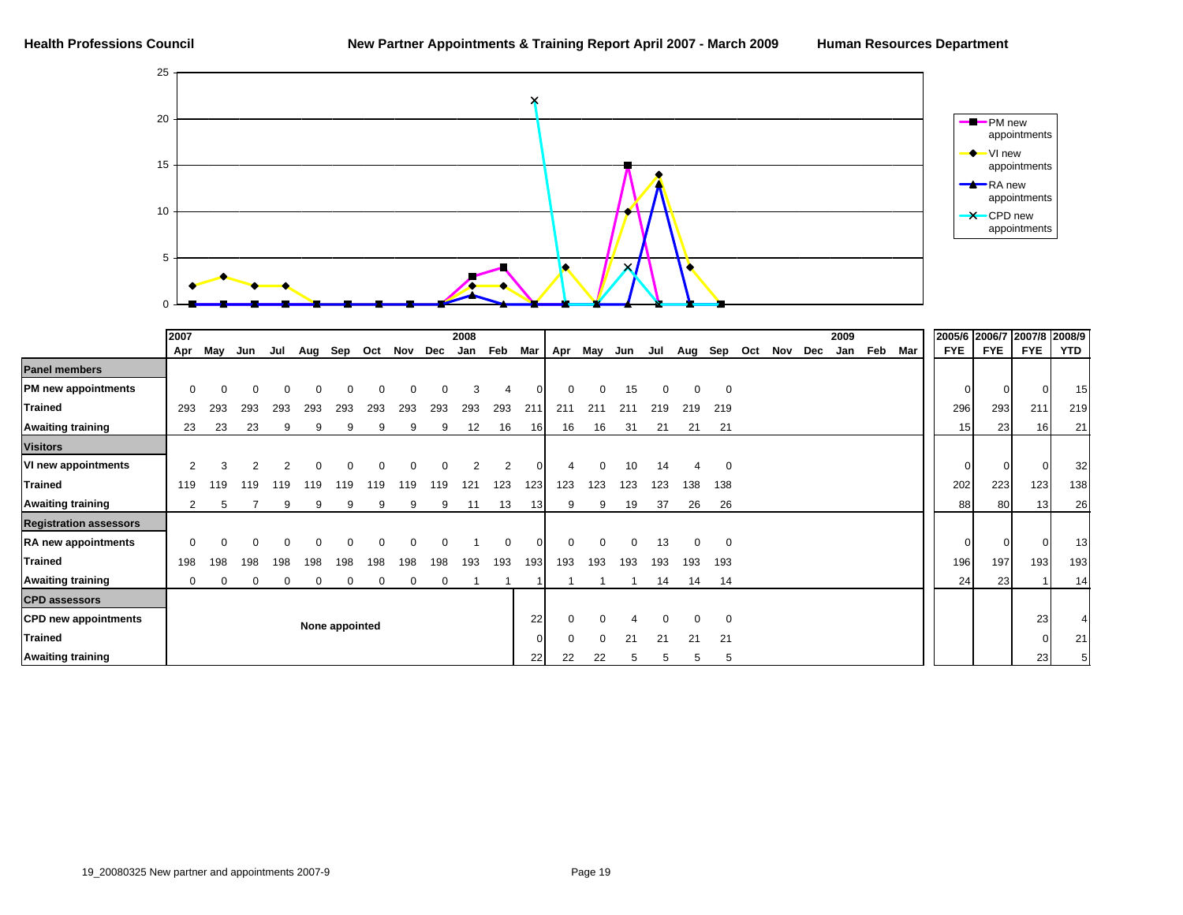**Health Professions Council** | **New Partner Appointments & Training Report April 2007 - March 2009** | **Human Resources Department**

25
20
15
10
5
0

PM new appointments
VI new appointments
RA new appointments
CPD new appointments

| | 2007 | | | | | | | | | 2008 | | | | | | | | | | | | 2009 | | | 2005/6 | 2006/7 | 2007/8 | 2008/9 |
|---|---|---|---|---|---|---|---|---|---|---|---|---|---|---|---|---|---|---|---|---|---|---|---|---|---|---|---|---|
| | Apr | May | Jun | Jul | Aug | Sep | Oct | Nov | Dec | Jan | Feb | Mar | Apr | May | Jun | Jul | Aug | Sep | Oct | Nov | Dec | Jan | Feb | Mar | FYE | FYE | FYE | YTD |
| **Panel members** | | | | | | | | | | | | | | | | | | | | | | | | | | | | |
| **PM new appointments** | 0 | 0 | 0 | 0 | 0 | 0 | 0 | 0 | 0 | 3 | 4 | 0 | 0 | 0 | 15 | 0 | 0 | 0 | | | | | | | 0 | 0 | 0 | 15 |
| **Trained** | 293 | 293 | 293 | 293 | 293 | 293 | 293 | 293 | 293 | 293 | 293 | 211 | 211 | 211 | 211 | 219 | 219 | 219 | | | | | | | 296 | 293 | 211 | 219 |
| **Awaiting training** | 23 | 23 | 23 | 9 | 9 | 9 | 9 | 9 | 9 | 12 | 16 | 16 | 16 | 16 | 31 | 21 | 21 | 21 | | | | | | | 15 | 23 | 16 | 21 |
| **Visitors** | | | | | | | | | | | | | | | | | | | | | | | | | | | | |
| **VI new appointments** | 2 | 3 | 2 | 2 | 0 | 0 | 0 | 0 | 0 | 2 | 2 | 0 | 4 | 0 | 10 | 14 | 4 | 0 | | | | | | | 0 | 0 | 0 | 32 |
| **Trained** | 119 | 119 | 119 | 119 | 119 | 119 | 119 | 119 | 119 | 121 | 123 | 123 | 123 | 123 | 123 | 123 | 138 | 138 | | | | | | | 202 | 223 | 123 | 138 |
| **Awaiting training** | 2 | 5 | 7 | 9 | 9 | 9 | 9 | 9 | 9 | 11 | 13 | 13 | 9 | 9 | 19 | 37 | 26 | 26 | | | | | | | 88 | 80 | 13 | 26 |
| **Registration assessors** | | | | | | | | | | | | | | | | | | | | | | | | | | | | |
| **RA new appointments** | 0 | 0 | 0 | 0 | 0 | 0 | 0 | 0 | 0 | 1 | 0 | 0 | 0 | 0 | 0 | 13 | 0 | 0 | | | | | | | 0 | 0 | 0 | 13 |
| **Trained** | 198 | 198 | 198 | 198 | 198 | 198 | 198 | 198 | 198 | 193 | 193 | 193 | 193 | 193 | 193 | 193 | 193 | 193 | | | | | | | 196 | 197 | 193 | 193 |
| **Awaiting training** | 0 | 0 | 0 | 0 | 0 | 0 | 0 | 0 | 0 | 1 | 1 | 1 | 1 | 1 | 1 | 14 | 14 | 14 | | | | | | | 24 | 23 | 1 | 14 |
| **CPD assessors** | | | | | | | | | | | | | | | | | | | | | | | | | | | | |
| **CPD new appointments** | None appointed | | | | | | | | | | | 22 | 0 | 0 | 4 | 0 | 0 | 0 | | | | | | | | | 23 | 4 |
| **Trained** | | | | | | | | | | | | 0 | 0 | 0 | 21 | 21 | 21 | 21 | | | | | | | | | 0 | 21 |
| **Awaiting training** | | | | | | | | | | | | 22 | 22 | 22 | 5 | 5 | 5 | 5 | | | | | | | | | 23 | 5 |

19_20080325 New partner and appointments 2007-9